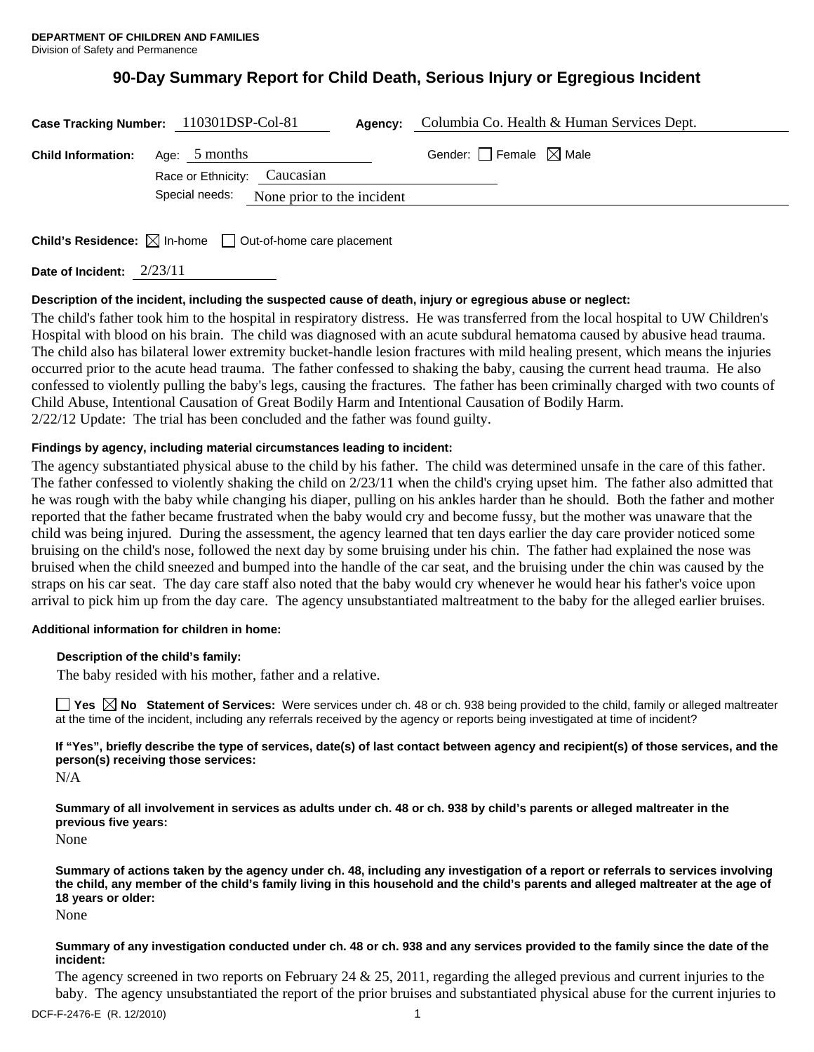**DEPARTMENT OF CHILDREN AND FAMILIES**
Division of Safety and Permanence

# 90-Day Summary Report for Child Death, Serious Injury or Egregious Incident

**Case Tracking Number:** 110301DSP-Col-81 **Agency:** Columbia Co. Health & Human Services Dept.

**Child Information:** Age: 5 months Gender: ☐ Female ☒ Male

Race or Ethnicity: Caucasian

Special needs: None prior to the incident

**Child's Residence:** ☒ In-home ☐ Out-of-home care placement

**Date of Incident:** 2/23/11

**Description of the incident, including the suspected cause of death, injury or egregious abuse or neglect:**

The child's father took him to the hospital in respiratory distress. He was transferred from the local hospital to UW Children's Hospital with blood on his brain. The child was diagnosed with an acute subdural hematoma caused by abusive head trauma. The child also has bilateral lower extremity bucket-handle lesion fractures with mild healing present, which means the injuries occurred prior to the acute head trauma. The father confessed to shaking the baby, causing the current head trauma. He also confessed to violently pulling the baby's legs, causing the fractures. The father has been criminally charged with two counts of Child Abuse, Intentional Causation of Great Bodily Harm and Intentional Causation of Bodily Harm.
2/22/12 Update: The trial has been concluded and the father was found guilty.

**Findings by agency, including material circumstances leading to incident:**

The agency substantiated physical abuse to the child by his father. The child was determined unsafe in the care of this father. The father confessed to violently shaking the child on 2/23/11 when the child's crying upset him. The father also admitted that he was rough with the baby while changing his diaper, pulling on his ankles harder than he should. Both the father and mother reported that the father became frustrated when the baby would cry and become fussy, but the mother was unaware that the child was being injured. During the assessment, the agency learned that ten days earlier the day care provider noticed some bruising on the child's nose, followed the next day by some bruising under his chin. The father had explained the nose was bruised when the child sneezed and bumped into the handle of the car seat, and the bruising under the chin was caused by the straps on his car seat. The day care staff also noted that the baby would cry whenever he would hear his father's voice upon arrival to pick him up from the day care. The agency unsubstantiated maltreatment to the baby for the alleged earlier bruises.

**Additional information for children in home:**

**Description of the child's family:**

The baby resided with his mother, father and a relative.

☐ **Yes** ☒ **No Statement of Services:** Were services under ch. 48 or ch. 938 being provided to the child, family or alleged maltreater at the time of the incident, including any referrals received by the agency or reports being investigated at time of incident?

**If "Yes", briefly describe the type of services, date(s) of last contact between agency and recipient(s) of those services, and the person(s) receiving those services:**

N/A

**Summary of all involvement in services as adults under ch. 48 or ch. 938 by child's parents or alleged maltreater in the previous five years:**

None

**Summary of actions taken by the agency under ch. 48, including any investigation of a report or referrals to services involving the child, any member of the child's family living in this household and the child's parents and alleged maltreater at the age of 18 years or older:**

None

**Summary of any investigation conducted under ch. 48 or ch. 938 and any services provided to the family since the date of the incident:**

The agency screened in two reports on February 24 & 25, 2011, regarding the alleged previous and current injuries to the baby. The agency unsubstantiated the report of the prior bruises and substantiated physical abuse for the current injuries to

DCF-F-2476-E (R. 12/2010)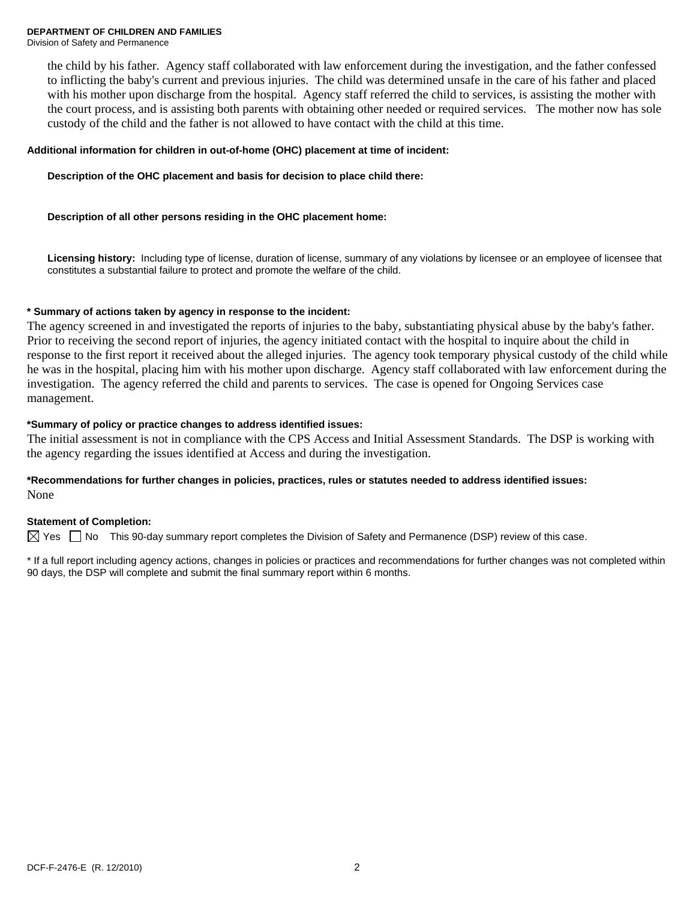the child by his father. Agency staff collaborated with law enforcement during the investigation, and the father confessed to inflicting the baby's current and previous injuries. The child was determined unsafe in the care of his father and placed with his mother upon discharge from the hospital. Agency staff referred the child to services, is assisting the mother with the court process, and is assisting both parents with obtaining other needed or required services. The mother now has sole custody of the child and the father is not allowed to have contact with the child at this time.

**Additional information for children in out-of-home (OHC) placement at time of incident:**

**Description of the OHC placement and basis for decision to place child there:**

**Description of all other persons residing in the OHC placement home:**

**Licensing history:** Including type of license, duration of license, summary of any violations by licensee or an employee of licensee that constitutes a substantial failure to protect and promote the welfare of the child.

**\* Summary of actions taken by agency in response to the incident:**

The agency screened in and investigated the reports of injuries to the baby, substantiating physical abuse by the baby's father. Prior to receiving the second report of injuries, the agency initiated contact with the hospital to inquire about the child in response to the first report it received about the alleged injuries. The agency took temporary physical custody of the child while he was in the hospital, placing him with his mother upon discharge. Agency staff collaborated with law enforcement during the investigation. The agency referred the child and parents to services. The case is opened for Ongoing Services case management.

**\*Summary of policy or practice changes to address identified issues:**

The initial assessment is not in compliance with the CPS Access and Initial Assessment Standards. The DSP is working with the agency regarding the issues identified at Access and during the investigation.

**\*Recommendations for further changes in policies, practices, rules or statutes needed to address identified issues:**

None

**Statement of Completion:**

☒ Yes ☐ No This 90-day summary report completes the Division of Safety and Permanence (DSP) review of this case.

\* If a full report including agency actions, changes in policies or practices and recommendations for further changes was not completed within 90 days, the DSP will complete and submit the final summary report within 6 months.

DCF-F-2476-E (R. 12/2010)